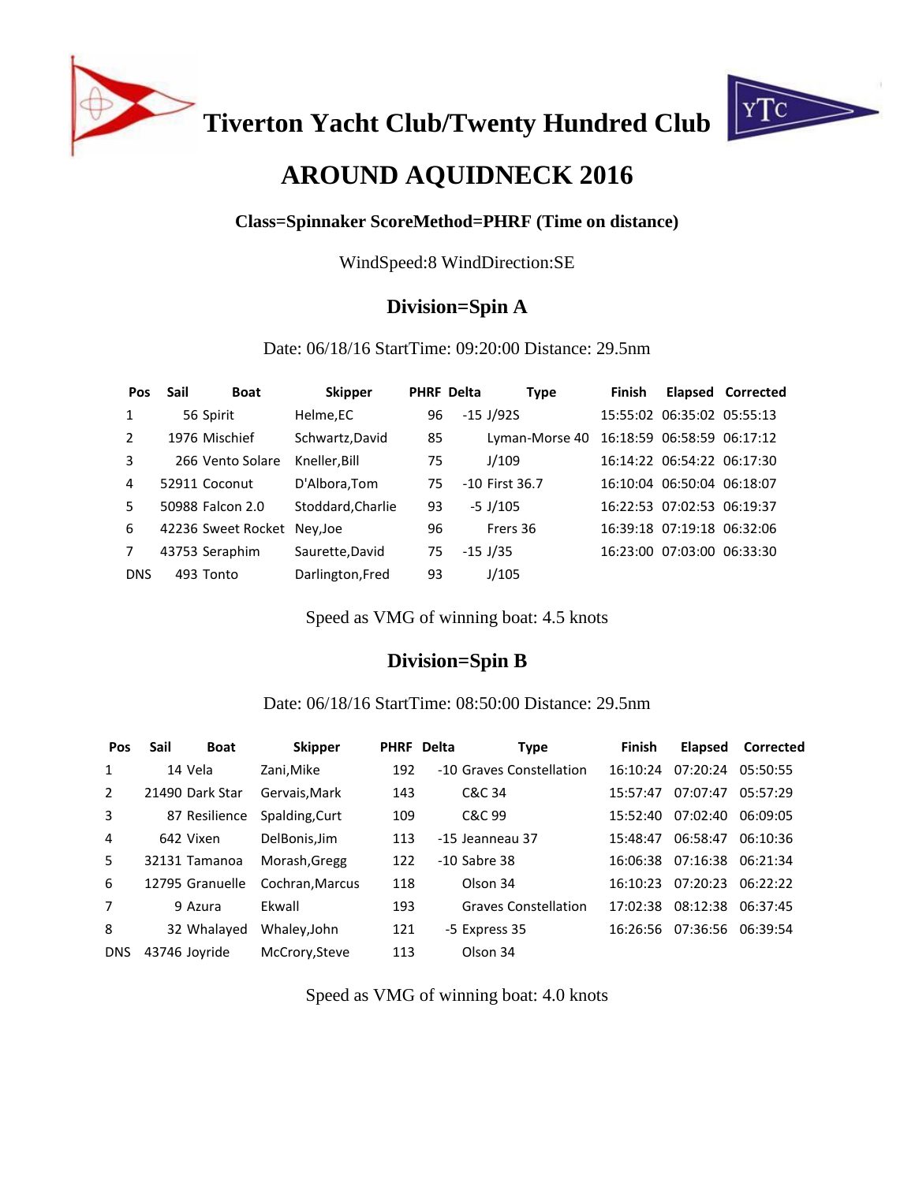# Tiverton Yacht Club/Twenty Hundred Club

# AROUND AQUIDNECK 2016

### Class=Spinnaker ScoreMethod=PHRF (Time on distance)

WindSpeed:8 WindDirection:SE

## Division=Spin A

Date: 06/18/16 StartTime: 09:20:00 Distance: 29.5nm

| Pos | Sail | Boat | Skipper | PHRF | Delta | Type | Finish | Elapsed | Corrected |
|---|---|---|---|---|---|---|---|---|---|
| 1 | 56 | Spirit | Helme,EC | 96 | -15 | J/92S | 15:55:02 | 06:35:02 | 05:55:13 |
| 2 | 1976 | Mischief | Schwartz,David | 85 | | Lyman-Morse 40 | 16:18:59 | 06:58:59 | 06:17:12 |
| 3 | 266 | Vento Solare | Kneller,Bill | 75 | | J/109 | 16:14:22 | 06:54:22 | 06:17:30 |
| 4 | 52911 | Coconut | D'Albora,Tom | 75 | -10 | First 36.7 | 16:10:04 | 06:50:04 | 06:18:07 |
| 5 | 50988 | Falcon 2.0 | Stoddard,Charlie | 93 | -5 | J/105 | 16:22:53 | 07:02:53 | 06:19:37 |
| 6 | 42236 | Sweet Rocket | Ney,Joe | 96 | | Frers 36 | 16:39:18 | 07:19:18 | 06:32:06 |
| 7 | 43753 | Seraphim | Saurette,David | 75 | -15 | J/35 | 16:23:00 | 07:03:00 | 06:33:30 |
| DNS | 493 | Tonto | Darlington,Fred | 93 | | J/105 | | | |

Speed as VMG of winning boat: 4.5 knots

## Division=Spin B

Date: 06/18/16 StartTime: 08:50:00 Distance: 29.5nm

| Pos | Sail | Boat | Skipper | PHRF | Delta | Type | Finish | Elapsed | Corrected |
|---|---|---|---|---|---|---|---|---|---|
| 1 | 14 | Vela | Zani,Mike | 192 | -10 | Graves Constellation | 16:10:24 | 07:20:24 | 05:50:55 |
| 2 | 21490 | Dark Star | Gervais,Mark | 143 | | C&C 34 | 15:57:47 | 07:07:47 | 05:57:29 |
| 3 | 87 | Resilience | Spalding,Curt | 109 | | C&C 99 | 15:52:40 | 07:02:40 | 06:09:05 |
| 4 | 642 | Vixen | DelBonis,Jim | 113 | -15 | Jeanneau 37 | 15:48:47 | 06:58:47 | 06:10:36 |
| 5 | 32131 | Tamanoa | Morash,Gregg | 122 | -10 | Sabre 38 | 16:06:38 | 07:16:38 | 06:21:34 |
| 6 | 12795 | Granuelle | Cochran,Marcus | 118 | | Olson 34 | 16:10:23 | 07:20:23 | 06:22:22 |
| 7 | 9 | Azura | Ekwall | 193 | | Graves Constellation | 17:02:38 | 08:12:38 | 06:37:45 |
| 8 | 32 | Whalayed | Whaley,John | 121 | -5 | Express 35 | 16:26:56 | 07:36:56 | 06:39:54 |
| DNS | 43746 | Joyride | McCrory,Steve | 113 | | Olson 34 | | | |

Speed as VMG of winning boat: 4.0 knots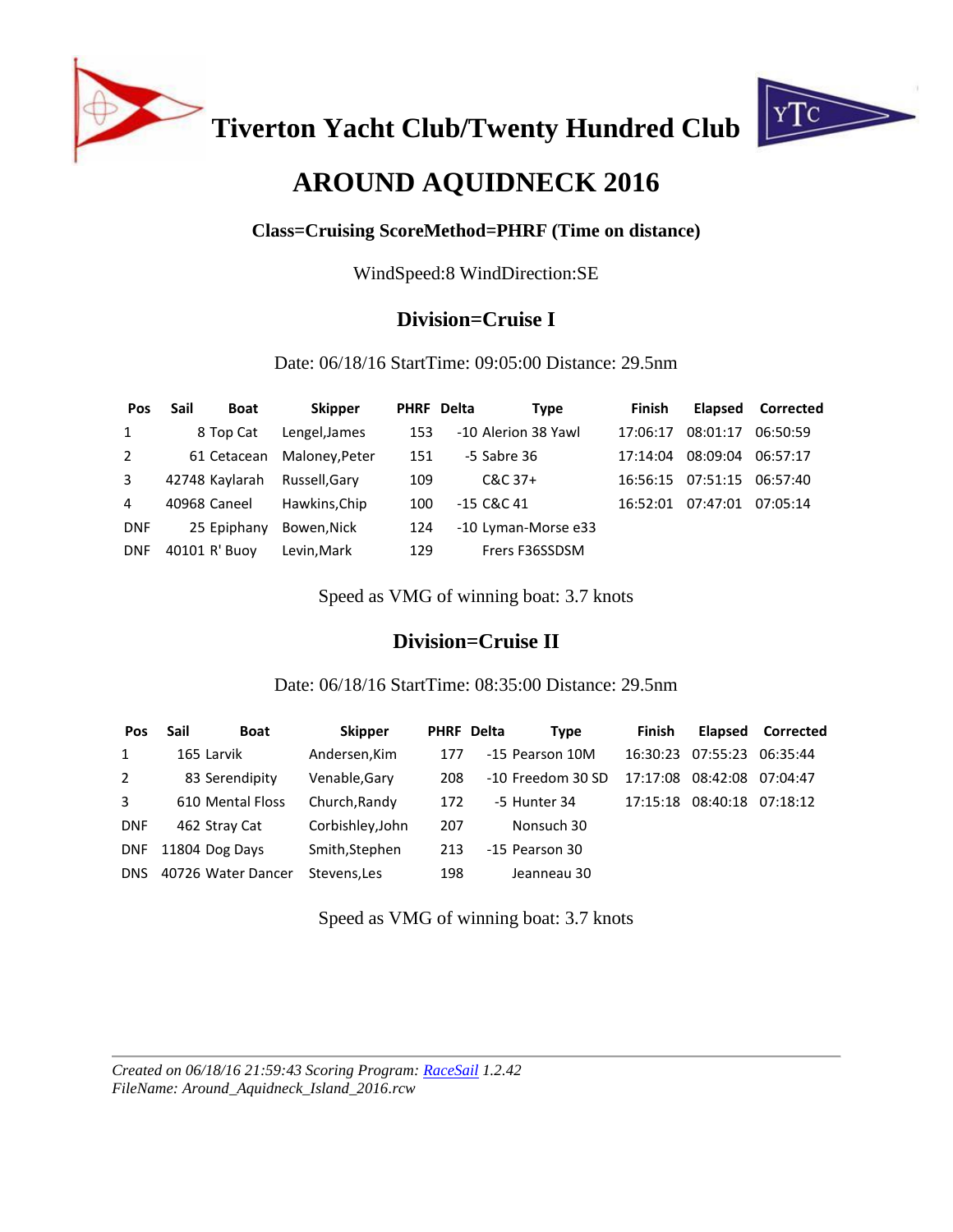# Tiverton Yacht Club/Twenty Hundred Club

# AROUND AQUIDNECK 2016

### Class=Cruising ScoreMethod=PHRF (Time on distance)

WindSpeed:8 WindDirection:SE

## Division=Cruise I

Date: 06/18/16 StartTime: 09:05:00 Distance: 29.5nm

| Pos | Sail | Boat | Skipper | PHRF | Delta | Type | Finish | Elapsed | Corrected |
|---|---|---|---|---|---|---|---|---|---|
| 1 | 8 | Top Cat | Lengel,James | 153 | -10 | Alerion 38 Yawl | 17:06:17 | 08:01:17 | 06:50:59 |
| 2 | 61 | Cetacean | Maloney,Peter | 151 | -5 | Sabre 36 | 17:14:04 | 08:09:04 | 06:57:17 |
| 3 | 42748 | Kaylarah | Russell,Gary | 109 | | C&C 37+ | 16:56:15 | 07:51:15 | 06:57:40 |
| 4 | 40968 | Caneel | Hawkins,Chip | 100 | -15 | C&C 41 | 16:52:01 | 07:47:01 | 07:05:14 |
| DNF | 25 | Epiphany | Bowen,Nick | 124 | -10 | Lyman-Morse e33 | | | |
| DNF | 40101 | R' Buoy | Levin,Mark | 129 | | Frers F36SSDSM | | | |

Speed as VMG of winning boat: 3.7 knots

## Division=Cruise II

Date: 06/18/16 StartTime: 08:35:00 Distance: 29.5nm

| Pos | Sail | Boat | Skipper | PHRF | Delta | Type | Finish | Elapsed | Corrected |
|---|---|---|---|---|---|---|---|---|---|
| 1 | 165 | Larvik | Andersen,Kim | 177 | -15 | Pearson 10M | 16:30:23 | 07:55:23 | 06:35:44 |
| 2 | 83 | Serendipity | Venable,Gary | 208 | -10 | Freedom 30 SD | 17:17:08 | 08:42:08 | 07:04:47 |
| 3 | 610 | Mental Floss | Church,Randy | 172 | -5 | Hunter 34 | 17:15:18 | 08:40:18 | 07:18:12 |
| DNF | 462 | Stray Cat | Corbishley,John | 207 | | Nonsuch 30 | | | |
| DNF | 11804 | Dog Days | Smith,Stephen | 213 | -15 | Pearson 30 | | | |
| DNS | 40726 | Water Dancer | Stevens,Les | 198 | | Jeanneau 30 | | | |

Speed as VMG of winning boat: 3.7 knots

---

*Created on 06/18/16 21:59:43 Scoring Program: RaceSail 1.2.42*
*FileName: Around_Aquidneck_Island_2016.rcw*